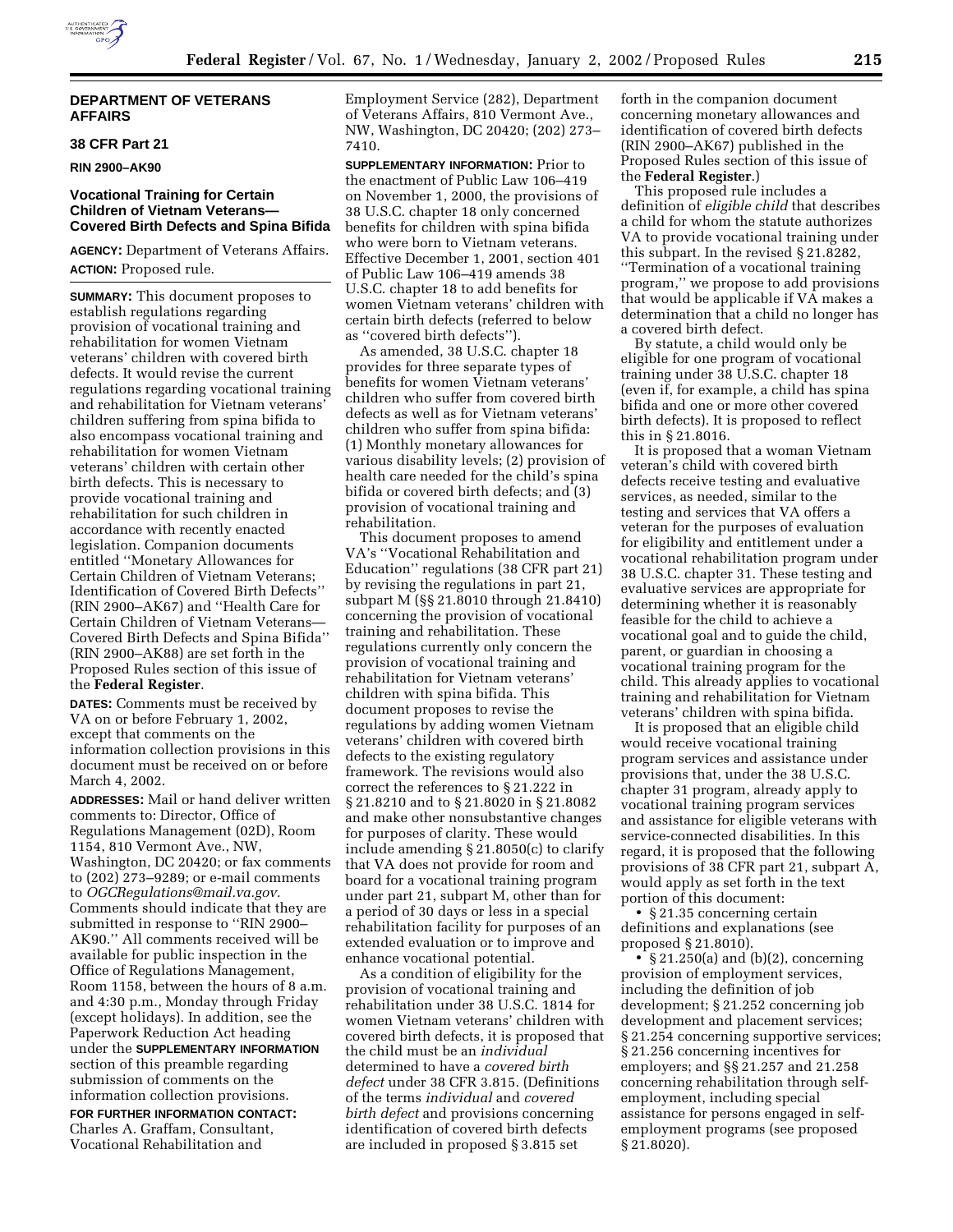**DEPARTMENT OF VETERANS AFFAIRS**

**38 CFR Part 21**

**RIN 2900–AK90**

## Vocational Training for Certain Children of Vietnam Veterans—Covered Birth Defects and Spina Bifida

**AGENCY:** Department of Veterans Affairs.

**ACTION:** Proposed rule.

**SUMMARY:** This document proposes to establish regulations regarding provision of vocational training and rehabilitation for women Vietnam veterans' children with covered birth defects. It would revise the current regulations regarding vocational training and rehabilitation for Vietnam veterans' children suffering from spina bifida to also encompass vocational training and rehabilitation for women Vietnam veterans' children with certain other birth defects. This is necessary to provide vocational training and rehabilitation for such children in accordance with recently enacted legislation. Companion documents entitled ''Monetary Allowances for Certain Children of Vietnam Veterans; Identification of Covered Birth Defects'' (RIN 2900–AK67) and ''Health Care for Certain Children of Vietnam Veterans—Covered Birth Defects and Spina Bifida'' (RIN 2900–AK88) are set forth in the Proposed Rules section of this issue of the **Federal Register**.

**DATES:** Comments must be received by VA on or before February 1, 2002, except that comments on the information collection provisions in this document must be received on or before March 4, 2002.

**ADDRESSES:** Mail or hand deliver written comments to: Director, Office of Regulations Management (02D), Room 1154, 810 Vermont Ave., NW, Washington, DC 20420; or fax comments to (202) 273–9289; or e-mail comments to *OGCRegulations@mail.va.gov.* Comments should indicate that they are submitted in response to ''RIN 2900–AK90.'' All comments received will be available for public inspection in the Office of Regulations Management, Room 1158, between the hours of 8 a.m. and 4:30 p.m., Monday through Friday (except holidays). In addition, see the Paperwork Reduction Act heading under the **SUPPLEMENTARY INFORMATION** section of this preamble regarding submission of comments on the information collection provisions.

**FOR FURTHER INFORMATION CONTACT:** Charles A. Graffam, Consultant, Vocational Rehabilitation and Employment Service (282), Department of Veterans Affairs, 810 Vermont Ave., NW, Washington, DC 20420; (202) 273–7410.

**SUPPLEMENTARY INFORMATION:** Prior to the enactment of Public Law 106–419 on November 1, 2000, the provisions of 38 U.S.C. chapter 18 only concerned benefits for children with spina bifida who were born to Vietnam veterans. Effective December 1, 2001, section 401 of Public Law 106–419 amends 38 U.S.C. chapter 18 to add benefits for women Vietnam veterans' children with certain birth defects (referred to below as ''covered birth defects'').

As amended, 38 U.S.C. chapter 18 provides for three separate types of benefits for women Vietnam veterans' children who suffer from covered birth defects as well as for Vietnam veterans' children who suffer from spina bifida: (1) Monthly monetary allowances for various disability levels; (2) provision of health care needed for the child's spina bifida or covered birth defects; and (3) provision of vocational training and rehabilitation.

This document proposes to amend VA's ''Vocational Rehabilitation and Education'' regulations (38 CFR part 21) by revising the regulations in part 21, subpart M (§§ 21.8010 through 21.8410) concerning the provision of vocational training and rehabilitation. These regulations currently only concern the provision of vocational training and rehabilitation for Vietnam veterans' children with spina bifida. This document proposes to revise the regulations by adding women Vietnam veterans' children with covered birth defects to the existing regulatory framework. The revisions would also correct the references to § 21.222 in § 21.8210 and to § 21.8020 in § 21.8082 and make other nonsubstantive changes for purposes of clarity. These would include amending § 21.8050(c) to clarify that VA does not provide for room and board for a vocational training program under part 21, subpart M, other than for a period of 30 days or less in a special rehabilitation facility for purposes of an extended evaluation or to improve and enhance vocational potential.

As a condition of eligibility for the provision of vocational training and rehabilitation under 38 U.S.C. 1814 for women Vietnam veterans' children with covered birth defects, it is proposed that the child must be an *individual* determined to have a *covered birth defect* under 38 CFR 3.815. (Definitions of the terms *individual* and *covered birth defect* and provisions concerning identification of covered birth defects are included in proposed § 3.815 set forth in the companion document concerning monetary allowances and identification of covered birth defects (RIN 2900–AK67) published in the Proposed Rules section of this issue of the **Federal Register**.)

This proposed rule includes a definition of *eligible child* that describes a child for whom the statute authorizes VA to provide vocational training under this subpart. In the revised § 21.8282, ''Termination of a vocational training program,'' we propose to add provisions that would be applicable if VA makes a determination that a child no longer has a covered birth defect.

By statute, a child would only be eligible for one program of vocational training under 38 U.S.C. chapter 18 (even if, for example, a child has spina bifida and one or more other covered birth defects). It is proposed to reflect this in § 21.8016.

It is proposed that a woman Vietnam veteran's child with covered birth defects receive testing and evaluative services, as needed, similar to the testing and services that VA offers a veteran for the purposes of evaluation for eligibility and entitlement under a vocational rehabilitation program under 38 U.S.C. chapter 31. These testing and evaluative services are appropriate for determining whether it is reasonably feasible for the child to achieve a vocational goal and to guide the child, parent, or guardian in choosing a vocational training program for the child. This already applies to vocational training and rehabilitation for Vietnam veterans' children with spina bifida.

It is proposed that an eligible child would receive vocational training program services and assistance under provisions that, under the 38 U.S.C. chapter 31 program, already apply to vocational training program services and assistance for eligible veterans with service-connected disabilities. In this regard, it is proposed that the following provisions of 38 CFR part 21, subpart A, would apply as set forth in the text portion of this document:

- § 21.35 concerning certain definitions and explanations (see proposed § 21.8010).
- § 21.250(a) and (b)(2), concerning provision of employment services, including the definition of job development; § 21.252 concerning job development and placement services; § 21.254 concerning supportive services; § 21.256 concerning incentives for employers; and §§ 21.257 and 21.258 concerning rehabilitation through self-employment, including special assistance for persons engaged in self-employment programs (see proposed § 21.8020).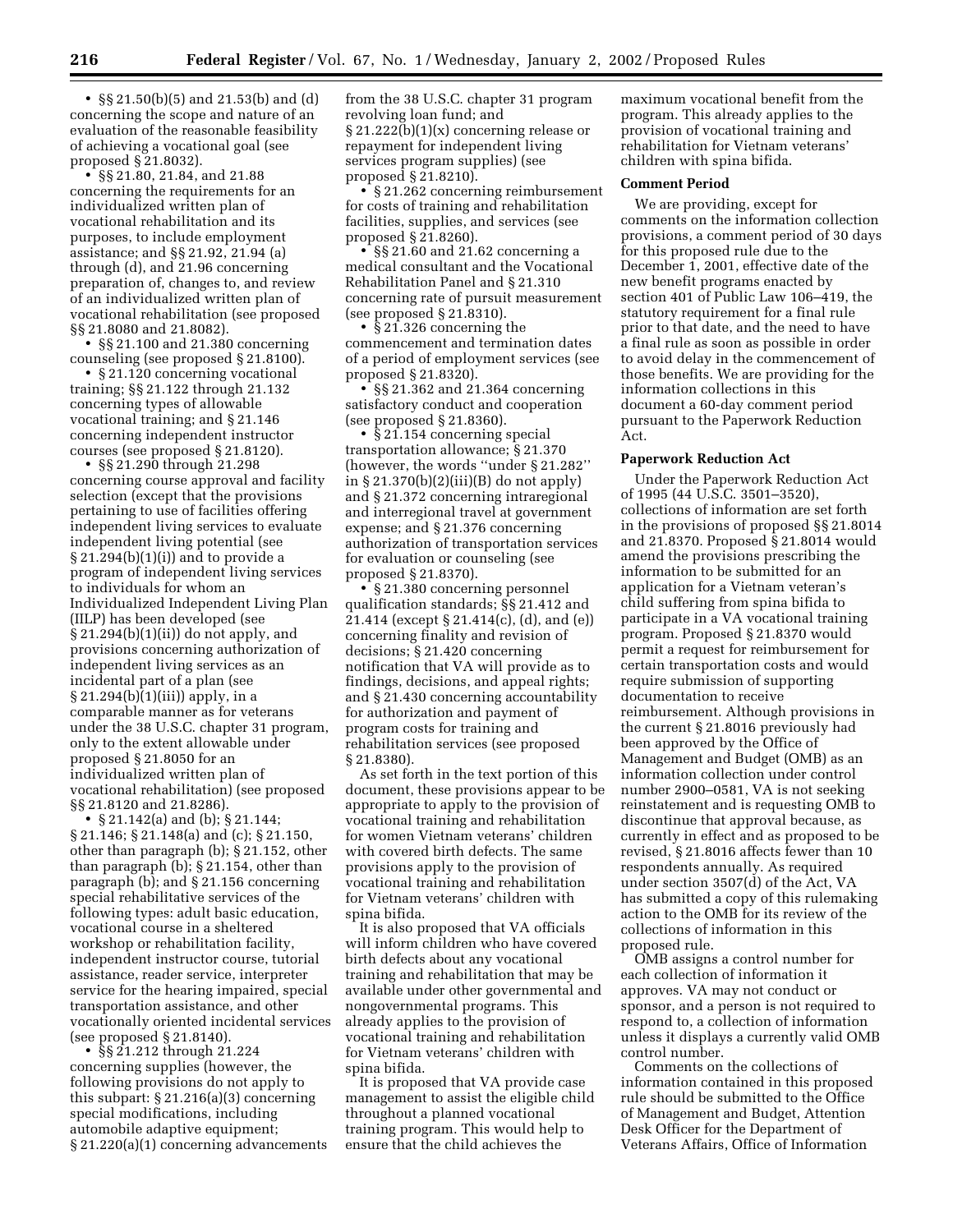- §§ 21.50(b)(5) and 21.53(b) and (d) concerning the scope and nature of an evaluation of the reasonable feasibility of achieving a vocational goal (see proposed § 21.8032).
- §§ 21.80, 21.84, and 21.88 concerning the requirements for an individualized written plan of vocational rehabilitation and its purposes, to include employment assistance; and §§ 21.92, 21.94 (a) through (d), and 21.96 concerning preparation of, changes to, and review of an individualized written plan of vocational rehabilitation (see proposed §§ 21.8080 and 21.8082).
- §§ 21.100 and 21.380 concerning counseling (see proposed § 21.8100).
- § 21.120 concerning vocational training; §§ 21.122 through 21.132 concerning types of allowable vocational training; and § 21.146 concerning independent instructor courses (see proposed § 21.8120).
- §§ 21.290 through 21.298 concerning course approval and facility selection (except that the provisions pertaining to use of facilities offering independent living services to evaluate independent living potential (see § 21.294(b)(1)(i)) and to provide a program of independent living services to individuals for whom an Individualized Independent Living Plan (IILP) has been developed (see § 21.294(b)(1)(ii)) do not apply, and provisions concerning authorization of independent living services as an incidental part of a plan (see § 21.294(b)(1)(iii)) apply, in a comparable manner as for veterans under the 38 U.S.C. chapter 31 program, only to the extent allowable under proposed § 21.8050 for an individualized written plan of vocational rehabilitation) (see proposed §§ 21.8120 and 21.8286).
- § 21.142(a) and (b); § 21.144; § 21.146; § 21.148(a) and (c); § 21.150, other than paragraph (b); § 21.152, other than paragraph (b); § 21.154, other than paragraph (b); and § 21.156 concerning special rehabilitative services of the following types: adult basic education, vocational course in a sheltered workshop or rehabilitation facility, independent instructor course, tutorial assistance, reader service, interpreter service for the hearing impaired, special transportation assistance, and other vocationally oriented incidental services (see proposed § 21.8140).
- §§ 21.212 through 21.224 concerning supplies (however, the following provisions do not apply to this subpart: § 21.216(a)(3) concerning special modifications, including automobile adaptive equipment; § 21.220(a)(1) concerning advancements from the 38 U.S.C. chapter 31 program revolving loan fund; and § 21.222(b)(1)(x) concerning release or repayment for independent living services program supplies) (see proposed § 21.8210).
- § 21.262 concerning reimbursement for costs of training and rehabilitation facilities, supplies, and services (see proposed § 21.8260).
- §§ 21.60 and 21.62 concerning a medical consultant and the Vocational Rehabilitation Panel and § 21.310 concerning rate of pursuit measurement (see proposed § 21.8310).
- § 21.326 concerning the commencement and termination dates of a period of employment services (see proposed § 21.8320).
- §§ 21.362 and 21.364 concerning satisfactory conduct and cooperation (see proposed § 21.8360).
- § 21.154 concerning special transportation allowance; § 21.370 (however, the words "under § 21.282" in § 21.370(b)(2)(iii)(B) do not apply) and § 21.372 concerning intraregional and interregional travel at government expense; and § 21.376 concerning authorization of transportation services for evaluation or counseling (see proposed § 21.8370).
- § 21.380 concerning personnel qualification standards; §§ 21.412 and 21.414 (except § 21.414(c), (d), and (e)) concerning finality and revision of decisions; § 21.420 concerning notification that VA will provide as to findings, decisions, and appeal rights; and § 21.430 concerning accountability for authorization and payment of program costs for training and rehabilitation services (see proposed § 21.8380).

As set forth in the text portion of this document, these provisions appear to be appropriate to apply to the provision of vocational training and rehabilitation for women Vietnam veterans' children with covered birth defects. The same provisions apply to the provision of vocational training and rehabilitation for Vietnam veterans' children with spina bifida.

It is also proposed that VA officials will inform children who have covered birth defects about any vocational training and rehabilitation that may be available under other governmental and nongovernmental programs. This already applies to the provision of vocational training and rehabilitation for Vietnam veterans' children with spina bifida.

It is proposed that VA provide case management to assist the eligible child throughout a planned vocational training program. This would help to ensure that the child achieves the maximum vocational benefit from the program. This already applies to the provision of vocational training and rehabilitation for Vietnam veterans' children with spina bifida.

**Comment Period**

We are providing, except for comments on the information collection provisions, a comment period of 30 days for this proposed rule due to the December 1, 2001, effective date of the new benefit programs enacted by section 401 of Public Law 106–419, the statutory requirement for a final rule prior to that date, and the need to have a final rule as soon as possible in order to avoid delay in the commencement of those benefits. We are providing for the information collections in this document a 60-day comment period pursuant to the Paperwork Reduction Act.

**Paperwork Reduction Act**

Under the Paperwork Reduction Act of 1995 (44 U.S.C. 3501–3520), collections of information are set forth in the provisions of proposed §§ 21.8014 and 21.8370. Proposed § 21.8014 would amend the provisions prescribing the information to be submitted for an application for a Vietnam veteran's child suffering from spina bifida to participate in a VA vocational training program. Proposed § 21.8370 would permit a request for reimbursement for certain transportation costs and would require submission of supporting documentation to receive reimbursement. Although provisions in the current § 21.8016 previously had been approved by the Office of Management and Budget (OMB) as an information collection under control number 2900–0581, VA is not seeking reinstatement and is requesting OMB to discontinue that approval because, as currently in effect and as proposed to be revised, § 21.8016 affects fewer than 10 respondents annually. As required under section 3507(d) of the Act, VA has submitted a copy of this rulemaking action to the OMB for its review of the collections of information in this proposed rule.

OMB assigns a control number for each collection of information it approves. VA may not conduct or sponsor, and a person is not required to respond to, a collection of information unless it displays a currently valid OMB control number.

Comments on the collections of information contained in this proposed rule should be submitted to the Office of Management and Budget, Attention Desk Officer for the Department of Veterans Affairs, Office of Information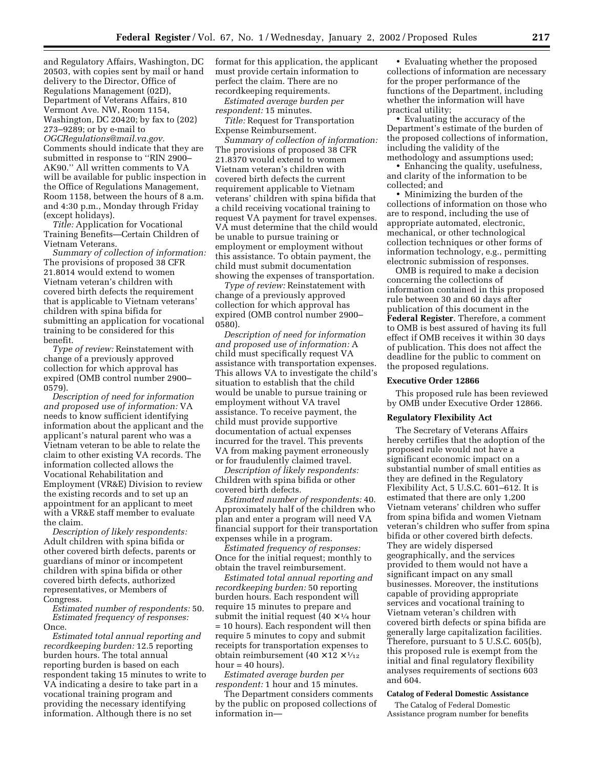and Regulatory Affairs, Washington, DC 20503, with copies sent by mail or hand delivery to the Director, Office of Regulations Management (02D), Department of Veterans Affairs, 810 Vermont Ave. NW, Room 1154, Washington, DC 20420; by fax to (202) 273–9289; or by e-mail to *OGCRegulations@mail.va.gov.* Comments should indicate that they are submitted in response to ''RIN 2900–AK90.'' All written comments to VA will be available for public inspection in the Office of Regulations Management, Room 1158, between the hours of 8 a.m. and 4:30 p.m., Monday through Friday (except holidays).

*Title:* Application for Vocational Training Benefits—Certain Children of Vietnam Veterans.

*Summary of collection of information:* The provisions of proposed 38 CFR 21.8014 would extend to women Vietnam veteran's children with covered birth defects the requirement that is applicable to Vietnam veterans' children with spina bifida for submitting an application for vocational training to be considered for this benefit.

*Type of review:* Reinstatement with change of a previously approved collection for which approval has expired (OMB control number 2900–0579).

*Description of need for information and proposed use of information:* VA needs to know sufficient identifying information about the applicant and the applicant's natural parent who was a Vietnam veteran to be able to relate the claim to other existing VA records. The information collected allows the Vocational Rehabilitation and Employment (VR&E) Division to review the existing records and to set up an appointment for an applicant to meet with a VR&E staff member to evaluate the claim.

*Description of likely respondents:* Adult children with spina bifida or other covered birth defects, parents or guardians of minor or incompetent children with spina bifida or other covered birth defects, authorized representatives, or Members of Congress.

*Estimated number of respondents:* 50.

*Estimated frequency of responses:* Once.

*Estimated total annual reporting and recordkeeping burden:* 12.5 reporting burden hours. The total annual reporting burden is based on each respondent taking 15 minutes to write to VA indicating a desire to take part in a vocational training program and providing the necessary identifying information. Although there is no set format for this application, the applicant must provide certain information to perfect the claim. There are no recordkeeping requirements.

*Estimated average burden per respondent:* 15 minutes.

*Title:* Request for Transportation Expense Reimbursement.

*Summary of collection of information:* The provisions of proposed 38 CFR 21.8370 would extend to women Vietnam veteran's children with covered birth defects the current requirement applicable to Vietnam veterans' children with spina bifida that a child receiving vocational training to request VA payment for travel expenses. VA must determine that the child would be unable to pursue training or employment or employment without this assistance. To obtain payment, the child must submit documentation showing the expenses of transportation.

*Type of review:* Reinstatement with change of a previously approved collection for which approval has expired (OMB control number 2900–0580).

*Description of need for information and proposed use of information:* A child must specifically request VA assistance with transportation expenses. This allows VA to investigate the child's situation to establish that the child would be unable to pursue training or employment without VA travel assistance. To receive payment, the child must provide supportive documentation of actual expenses incurred for the travel. This prevents VA from making payment erroneously or for fraudulently claimed travel.

*Description of likely respondents:* Children with spina bifida or other covered birth defects.

*Estimated number of respondents:* 40. Approximately half of the children who plan and enter a program will need VA financial support for their transportation expenses while in a program.

*Estimated frequency of responses:* Once for the initial request; monthly to obtain the travel reimbursement.

*Estimated total annual reporting and recordkeeping burden:* 50 reporting burden hours. Each respondent will require 15 minutes to prepare and submit the initial request ($40 \times 1/4$ hour = 10 hours). Each respondent will then require 5 minutes to copy and submit receipts for transportation expenses to obtain reimbursement ($40 \times 12 \times 1/12$ hour = 40 hours).

*Estimated average burden per respondent:* 1 hour and 15 minutes.

The Department considers comments by the public on proposed collections of information in—

- Evaluating whether the proposed collections of information are necessary for the proper performance of the functions of the Department, including whether the information will have practical utility;
- Evaluating the accuracy of the Department's estimate of the burden of the proposed collections of information, including the validity of the methodology and assumptions used;
- Enhancing the quality, usefulness, and clarity of the information to be collected; and
- Minimizing the burden of the collections of information on those who are to respond, including the use of appropriate automated, electronic, mechanical, or other technological collection techniques or other forms of information technology, e.g., permitting electronic submission of responses.

OMB is required to make a decision concerning the collections of information contained in this proposed rule between 30 and 60 days after publication of this document in the **Federal Register**. Therefore, a comment to OMB is best assured of having its full effect if OMB receives it within 30 days of publication. This does not affect the deadline for the public to comment on the proposed regulations.

## Executive Order 12866

This proposed rule has been reviewed by OMB under Executive Order 12866.

## Regulatory Flexibility Act

The Secretary of Veterans Affairs hereby certifies that the adoption of the proposed rule would not have a significant economic impact on a substantial number of small entities as they are defined in the Regulatory Flexibility Act, 5 U.S.C. 601–612. It is estimated that there are only 1,200 Vietnam veterans' children who suffer from spina bifida and women Vietnam veteran's children who suffer from spina bifida or other covered birth defects. They are widely dispersed geographically, and the services provided to them would not have a significant impact on any small businesses. Moreover, the institutions capable of providing appropriate services and vocational training to Vietnam veteran's children with covered birth defects or spina bifida are generally large capitalization facilities. Therefore, pursuant to 5 U.S.C. 605(b), this proposed rule is exempt from the initial and final regulatory flexibility analyses requirements of sections 603 and 604.

## Catalog of Federal Domestic Assistance

The Catalog of Federal Domestic Assistance program number for benefits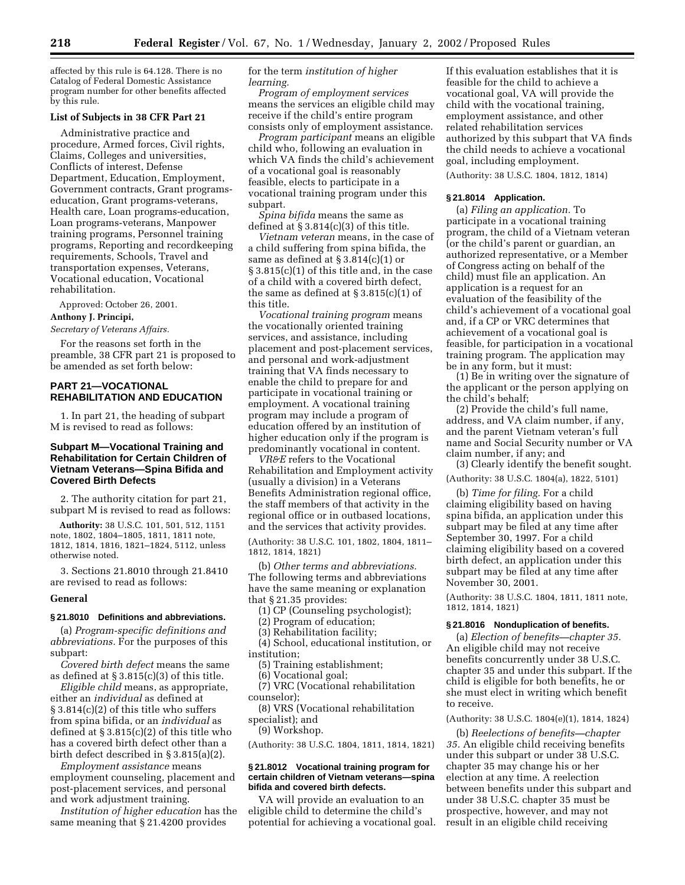affected by this rule is 64.128. There is no Catalog of Federal Domestic Assistance program number for other benefits affected by this rule.

**List of Subjects in 38 CFR Part 21**

Administrative practice and procedure, Armed forces, Civil rights, Claims, Colleges and universities, Conflicts of interest, Defense Department, Education, Employment, Government contracts, Grant programs-education, Grant programs-veterans, Health care, Loan programs-education, Loan programs-veterans, Manpower training programs, Personnel training programs, Reporting and recordkeeping requirements, Schools, Travel and transportation expenses, Veterans, Vocational education, Vocational rehabilitation.

Approved: October 26, 2001.

**Anthony J. Principi,**

*Secretary of Veterans Affairs.*

For the reasons set forth in the preamble, 38 CFR part 21 is proposed to be amended as set forth below:

## PART 21—VOCATIONAL REHABILITATION AND EDUCATION

1. In part 21, the heading of subpart M is revised to read as follows:

### Subpart M—Vocational Training and Rehabilitation for Certain Children of Vietnam Veterans—Spina Bifida and Covered Birth Defects

2. The authority citation for part 21, subpart M is revised to read as follows:

**Authority:** 38 U.S.C. 101, 501, 512, 1151 note, 1802, 1804–1805, 1811, 1811 note, 1812, 1814, 1816, 1821–1824, 5112, unless otherwise noted.

3. Sections 21.8010 through 21.8410 are revised to read as follows:

**General**

**§ 21.8010 Definitions and abbreviations.**

(a) *Program-specific definitions and abbreviations.* For the purposes of this subpart:

*Covered birth defect* means the same as defined at § 3.815(c)(3) of this title.

*Eligible child* means, as appropriate, either an *individual* as defined at § 3.814(c)(2) of this title who suffers from spina bifida, or an *individual* as defined at § 3.815(c)(2) of this title who has a covered birth defect other than a birth defect described in § 3.815(a)(2).

*Employment assistance* means employment counseling, placement and post-placement services, and personal and work adjustment training.

*Institution of higher learning* has the same meaning that § 21.4200 provides for the term *institution of higher learning.*

*Program of employment services* means the services an eligible child may receive if the child's entire program consists only of employment assistance.

*Program participant* means an eligible child who, following an evaluation in which VA finds the child's achievement of a vocational goal is reasonably feasible, elects to participate in a vocational training program under this subpart.

*Spina bifida* means the same as defined at § 3.814(c)(3) of this title.

*Vietnam veteran* means, in the case of a child suffering from spina bifida, the same as defined at § 3.814(c)(1) or § 3.815(c)(1) of this title and, in the case of a child with a covered birth defect, the same as defined at § 3.815(c)(1) of this title.

*Vocational training program* means the vocationally oriented training services, and assistance, including placement and post-placement services, and personal and work-adjustment training that VA finds necessary to enable the child to prepare for and participate in vocational training or employment. A vocational training program may include a program of education offered by an institution of higher education only if the program is predominantly vocational in content.

*VR&E* refers to the Vocational Rehabilitation and Employment activity (usually a division) in a Veterans Benefits Administration regional office, the staff members of that activity in the regional office or in outbased locations, and the services that activity provides.

(Authority: 38 U.S.C. 101, 1802, 1804, 1811–1812, 1814, 1821)

(b) *Other terms and abbreviations.* The following terms and abbreviations have the same meaning or explanation that § 21.35 provides:

(1) CP (Counseling psychologist);

(2) Program of education;

(3) Rehabilitation facility;

(4) School, educational institution, or institution;

(5) Training establishment;

(6) Vocational goal;

(7) VRC (Vocational rehabilitation counselor);

(8) VRS (Vocational rehabilitation specialist); and

(9) Workshop.

(Authority: 38 U.S.C. 1804, 1811, 1814, 1821)

**§ 21.8012 Vocational training program for certain children of Vietnam veterans—spina bifida and covered birth defects.**

VA will provide an evaluation to an eligible child to determine the child's potential for achieving a vocational goal. If this evaluation establishes that it is feasible for the child to achieve a vocational goal, VA will provide the child with the vocational training, employment assistance, and other related rehabilitation services authorized by this subpart that VA finds the child needs to achieve a vocational goal, including employment.

(Authority: 38 U.S.C. 1804, 1812, 1814)

**§ 21.8014 Application.**

(a) *Filing an application.* To participate in a vocational training program, the child of a Vietnam veteran (or the child's parent or guardian, an authorized representative, or a Member of Congress acting on behalf of the child) must file an application. An application is a request for an evaluation of the feasibility of the child's achievement of a vocational goal and, if a CP or VRC determines that achievement of a vocational goal is feasible, for participation in a vocational training program. The application may be in any form, but it must:

(1) Be in writing over the signature of the applicant or the person applying on the child's behalf;

(2) Provide the child's full name, address, and VA claim number, if any, and the parent Vietnam veteran's full name and Social Security number or VA claim number, if any; and

(3) Clearly identify the benefit sought.

(Authority: 38 U.S.C. 1804(a), 1822, 5101)

(b) *Time for filing.* For a child claiming eligibility based on having spina bifida, an application under this subpart may be filed at any time after September 30, 1997. For a child claiming eligibility based on a covered birth defect, an application under this subpart may be filed at any time after November 30, 2001.

(Authority: 38 U.S.C. 1804, 1811, 1811 note, 1812, 1814, 1821)

**§ 21.8016 Nonduplication of benefits.**

(a) *Election of benefits—chapter 35.* An eligible child may not receive benefits concurrently under 38 U.S.C. chapter 35 and under this subpart. If the child is eligible for both benefits, he or she must elect in writing which benefit to receive.

(Authority: 38 U.S.C. 1804(e)(1), 1814, 1824)

(b) *Reelections of benefits—chapter 35.* An eligible child receiving benefits under this subpart or under 38 U.S.C. chapter 35 may change his or her election at any time. A reelection between benefits under this subpart and under 38 U.S.C. chapter 35 must be prospective, however, and may not result in an eligible child receiving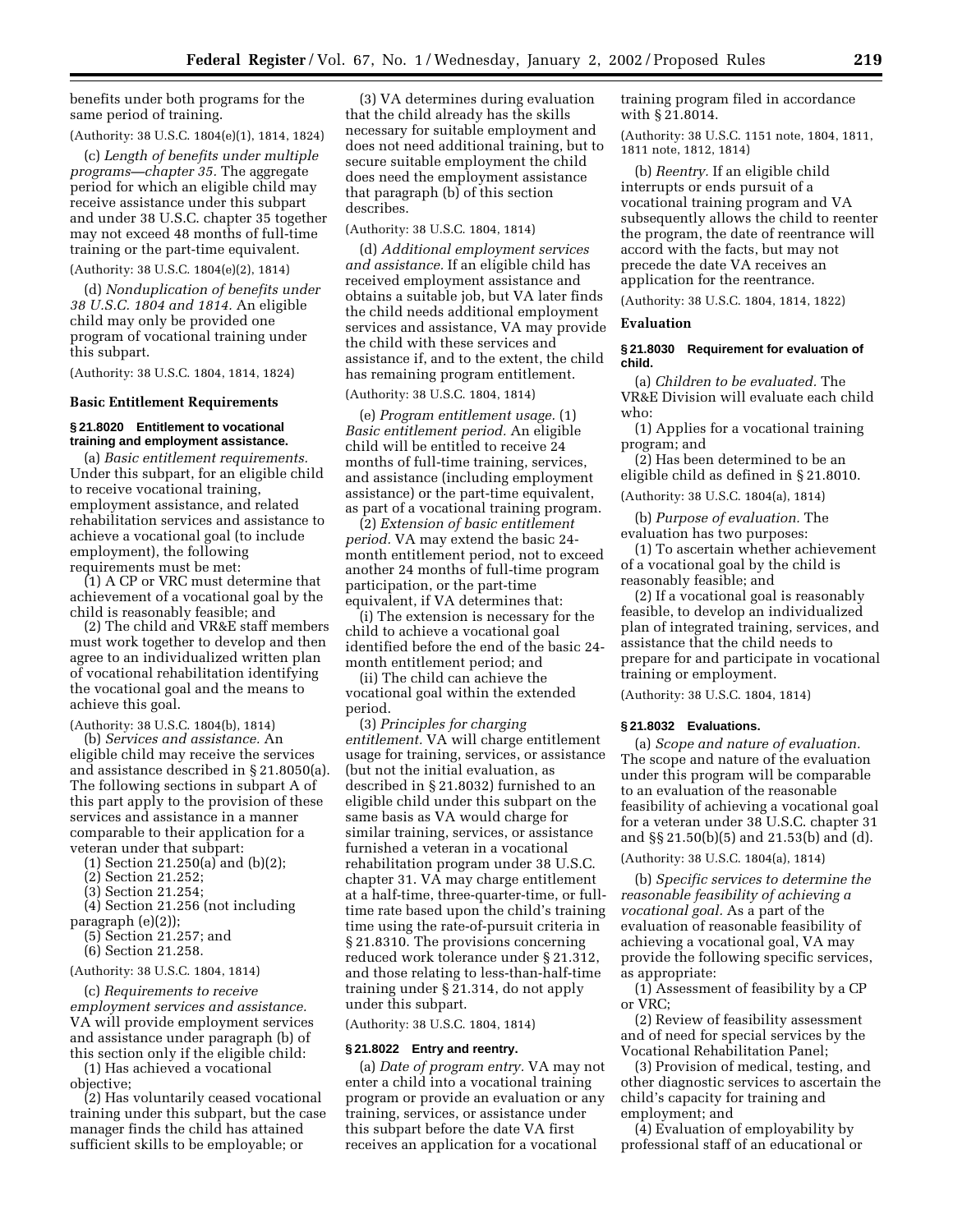benefits under both programs for the same period of training.

(Authority: 38 U.S.C. 1804(e)(1), 1814, 1824)

(c) *Length of benefits under multiple programs—chapter 35.* The aggregate period for which an eligible child may receive assistance under this subpart and under 38 U.S.C. chapter 35 together may not exceed 48 months of full-time training or the part-time equivalent.

(Authority: 38 U.S.C. 1804(e)(2), 1814)

(d) *Nonduplication of benefits under 38 U.S.C. 1804 and 1814.* An eligible child may only be provided one program of vocational training under this subpart.

(Authority: 38 U.S.C. 1804, 1814, 1824)

**Basic Entitlement Requirements**

**§ 21.8020 Entitlement to vocational training and employment assistance.**

(a) *Basic entitlement requirements.* Under this subpart, for an eligible child to receive vocational training, employment assistance, and related rehabilitation services and assistance to achieve a vocational goal (to include employment), the following requirements must be met:

(1) A CP or VRC must determine that achievement of a vocational goal by the child is reasonably feasible; and

(2) The child and VR&E staff members must work together to develop and then agree to an individualized written plan of vocational rehabilitation identifying the vocational goal and the means to achieve this goal.

(Authority: 38 U.S.C. 1804(b), 1814)

(b) *Services and assistance.* An eligible child may receive the services and assistance described in § 21.8050(a). The following sections in subpart A of this part apply to the provision of these services and assistance in a manner comparable to their application for a veteran under that subpart:

(1) Section 21.250(a) and (b)(2);

(2) Section 21.252;

(3) Section 21.254;

(4) Section 21.256 (not including paragraph (e)(2));

(5) Section 21.257; and

(6) Section 21.258.

(Authority: 38 U.S.C. 1804, 1814)

(c) *Requirements to receive employment services and assistance.* VA will provide employment services and assistance under paragraph (b) of this section only if the eligible child:

(1) Has achieved a vocational objective;

(2) Has voluntarily ceased vocational training under this subpart, but the case manager finds the child has attained sufficient skills to be employable; or

(3) VA determines during evaluation that the child already has the skills necessary for suitable employment and does not need additional training, but to secure suitable employment the child does need the employment assistance that paragraph (b) of this section describes.

(Authority: 38 U.S.C. 1804, 1814)

(d) *Additional employment services and assistance.* If an eligible child has received employment assistance and obtains a suitable job, but VA later finds the child needs additional employment services and assistance, VA may provide the child with these services and assistance if, and to the extent, the child has remaining program entitlement.

(Authority: 38 U.S.C. 1804, 1814)

(e) *Program entitlement usage.* (1) *Basic entitlement period.* An eligible child will be entitled to receive 24 months of full-time training, services, and assistance (including employment assistance) or the part-time equivalent, as part of a vocational training program.

(2) *Extension of basic entitlement period.* VA may extend the basic 24-month entitlement period, not to exceed another 24 months of full-time program participation, or the part-time equivalent, if VA determines that:

(i) The extension is necessary for the child to achieve a vocational goal identified before the end of the basic 24-month entitlement period; and

(ii) The child can achieve the vocational goal within the extended period.

(3) *Principles for charging entitlement.* VA will charge entitlement usage for training, services, or assistance (but not the initial evaluation, as described in § 21.8032) furnished to an eligible child under this subpart on the same basis as VA would charge for similar training, services, or assistance furnished a veteran in a vocational rehabilitation program under 38 U.S.C. chapter 31. VA may charge entitlement at a half-time, three-quarter-time, or full-time rate based upon the child's training time using the rate-of-pursuit criteria in § 21.8310. The provisions concerning reduced work tolerance under § 21.312, and those relating to less-than-half-time training under § 21.314, do not apply under this subpart.

(Authority: 38 U.S.C. 1804, 1814)

**§ 21.8022 Entry and reentry.**

(a) *Date of program entry.* VA may not enter a child into a vocational training program or provide an evaluation or any training, services, or assistance under this subpart before the date VA first receives an application for a vocational training program filed in accordance with § 21.8014.

(Authority: 38 U.S.C. 1151 note, 1804, 1811, 1811 note, 1812, 1814)

(b) *Reentry.* If an eligible child interrupts or ends pursuit of a vocational training program and VA subsequently allows the child to reenter the program, the date of reentrance will accord with the facts, but may not precede the date VA receives an application for the reentrance.

(Authority: 38 U.S.C. 1804, 1814, 1822)

**Evaluation**

**§ 21.8030 Requirement for evaluation of child.**

(a) *Children to be evaluated.* The VR&E Division will evaluate each child who:

(1) Applies for a vocational training program; and

(2) Has been determined to be an eligible child as defined in § 21.8010.

(Authority: 38 U.S.C. 1804(a), 1814)

(b) *Purpose of evaluation.* The evaluation has two purposes:

(1) To ascertain whether achievement of a vocational goal by the child is reasonably feasible; and

(2) If a vocational goal is reasonably feasible, to develop an individualized plan of integrated training, services, and assistance that the child needs to prepare for and participate in vocational training or employment.

(Authority: 38 U.S.C. 1804, 1814)

**§ 21.8032 Evaluations.**

(a) *Scope and nature of evaluation.* The scope and nature of the evaluation under this program will be comparable to an evaluation of the reasonable feasibility of achieving a vocational goal for a veteran under 38 U.S.C. chapter 31 and §§ 21.50(b)(5) and 21.53(b) and (d).

(Authority: 38 U.S.C. 1804(a), 1814)

(b) *Specific services to determine the reasonable feasibility of achieving a vocational goal.* As a part of the evaluation of reasonable feasibility of achieving a vocational goal, VA may provide the following specific services, as appropriate:

(1) Assessment of feasibility by a CP or VRC;

(2) Review of feasibility assessment and of need for special services by the Vocational Rehabilitation Panel;

(3) Provision of medical, testing, and other diagnostic services to ascertain the child's capacity for training and employment; and

(4) Evaluation of employability by professional staff of an educational or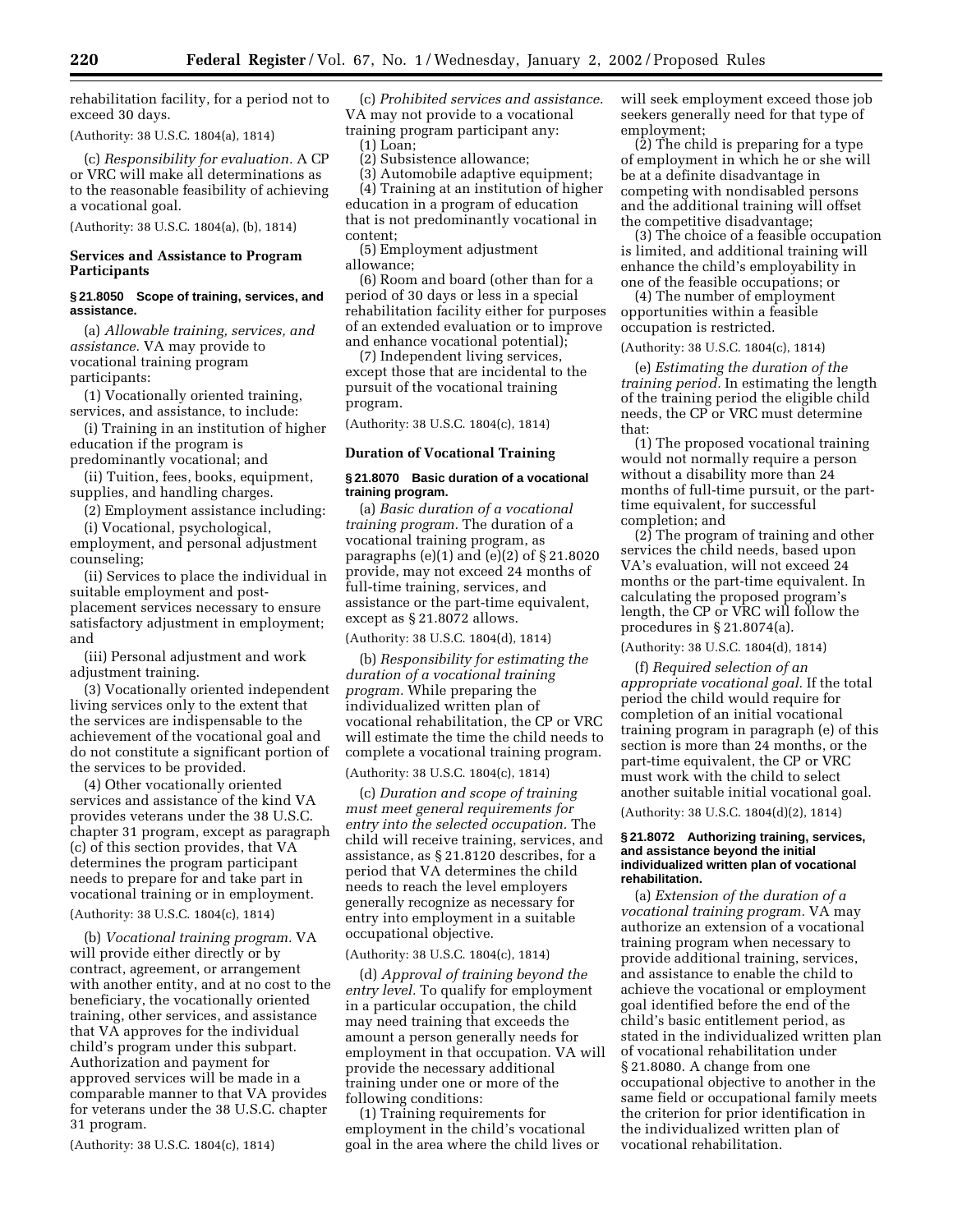rehabilitation facility, for a period not to exceed 30 days.

(Authority: 38 U.S.C. 1804(a), 1814)

(c) *Responsibility for evaluation.* A CP or VRC will make all determinations as to the reasonable feasibility of achieving a vocational goal.

(Authority: 38 U.S.C. 1804(a), (b), 1814)

### Services and Assistance to Program Participants

#### § 21.8050 Scope of training, services, and assistance.

(a) *Allowable training, services, and assistance.* VA may provide to vocational training program participants:

(1) Vocationally oriented training, services, and assistance, to include:

(i) Training in an institution of higher education if the program is predominantly vocational; and

(ii) Tuition, fees, books, equipment, supplies, and handling charges.

(2) Employment assistance including:

(i) Vocational, psychological, employment, and personal adjustment counseling;

(ii) Services to place the individual in suitable employment and post-placement services necessary to ensure satisfactory adjustment in employment; and

(iii) Personal adjustment and work adjustment training.

(3) Vocationally oriented independent living services only to the extent that the services are indispensable to the achievement of the vocational goal and do not constitute a significant portion of the services to be provided.

(4) Other vocationally oriented services and assistance of the kind VA provides veterans under the 38 U.S.C. chapter 31 program, except as paragraph (c) of this section provides, that VA determines the program participant needs to prepare for and take part in vocational training or in employment.

(Authority: 38 U.S.C. 1804(c), 1814)

(b) *Vocational training program.* VA will provide either directly or by contract, agreement, or arrangement with another entity, and at no cost to the beneficiary, the vocationally oriented training, other services, and assistance that VA approves for the individual child's program under this subpart. Authorization and payment for approved services will be made in a comparable manner to that VA provides for veterans under the 38 U.S.C. chapter 31 program.

(Authority: 38 U.S.C. 1804(c), 1814)

(c) *Prohibited services and assistance.* VA may not provide to a vocational training program participant any:

(1) Loan;

(2) Subsistence allowance;

(3) Automobile adaptive equipment;

(4) Training at an institution of higher education in a program of education that is not predominantly vocational in content;

(5) Employment adjustment allowance;

(6) Room and board (other than for a period of 30 days or less in a special rehabilitation facility either for purposes of an extended evaluation or to improve and enhance vocational potential);

(7) Independent living services, except those that are incidental to the pursuit of the vocational training program.

(Authority: 38 U.S.C. 1804(c), 1814)

### Duration of Vocational Training

#### § 21.8070 Basic duration of a vocational training program.

(a) *Basic duration of a vocational training program.* The duration of a vocational training program, as paragraphs (e)(1) and (e)(2) of § 21.8020 provide, may not exceed 24 months of full-time training, services, and assistance or the part-time equivalent, except as § 21.8072 allows.

(Authority: 38 U.S.C. 1804(d), 1814)

(b) *Responsibility for estimating the duration of a vocational training program.* While preparing the individualized written plan of vocational rehabilitation, the CP or VRC will estimate the time the child needs to complete a vocational training program.

(Authority: 38 U.S.C. 1804(c), 1814)

(c) *Duration and scope of training must meet general requirements for entry into the selected occupation.* The child will receive training, services, and assistance, as § 21.8120 describes, for a period that VA determines the child needs to reach the level employers generally recognize as necessary for entry into employment in a suitable occupational objective.

(Authority: 38 U.S.C. 1804(c), 1814)

(d) *Approval of training beyond the entry level.* To qualify for employment in a particular occupation, the child may need training that exceeds the amount a person generally needs for employment in that occupation. VA will provide the necessary additional training under one or more of the following conditions:

(1) Training requirements for employment in the child's vocational goal in the area where the child lives or will seek employment exceed those job seekers generally need for that type of employment;

(2) The child is preparing for a type of employment in which he or she will be at a definite disadvantage in competing with nondisabled persons and the additional training will offset the competitive disadvantage;

(3) The choice of a feasible occupation is limited, and additional training will enhance the child's employability in one of the feasible occupations; or

(4) The number of employment opportunities within a feasible occupation is restricted.

(Authority: 38 U.S.C. 1804(c), 1814)

(e) *Estimating the duration of the training period.* In estimating the length of the training period the eligible child needs, the CP or VRC must determine that:

(1) The proposed vocational training would not normally require a person without a disability more than 24 months of full-time pursuit, or the part-time equivalent, for successful completion; and

(2) The program of training and other services the child needs, based upon VA's evaluation, will not exceed 24 months or the part-time equivalent. In calculating the proposed program's length, the CP or VRC will follow the procedures in § 21.8074(a).

(Authority: 38 U.S.C. 1804(d), 1814)

(f) *Required selection of an appropriate vocational goal.* If the total period the child would require for completion of an initial vocational training program in paragraph (e) of this section is more than 24 months, or the part-time equivalent, the CP or VRC must work with the child to select another suitable initial vocational goal.

(Authority: 38 U.S.C. 1804(d)(2), 1814)

#### § 21.8072 Authorizing training, services, and assistance beyond the initial individualized written plan of vocational rehabilitation.

(a) *Extension of the duration of a vocational training program.* VA may authorize an extension of a vocational training program when necessary to provide additional training, services, and assistance to enable the child to achieve the vocational or employment goal identified before the end of the child's basic entitlement period, as stated in the individualized written plan of vocational rehabilitation under § 21.8080. A change from one occupational objective to another in the same field or occupational family meets the criterion for prior identification in the individualized written plan of vocational rehabilitation.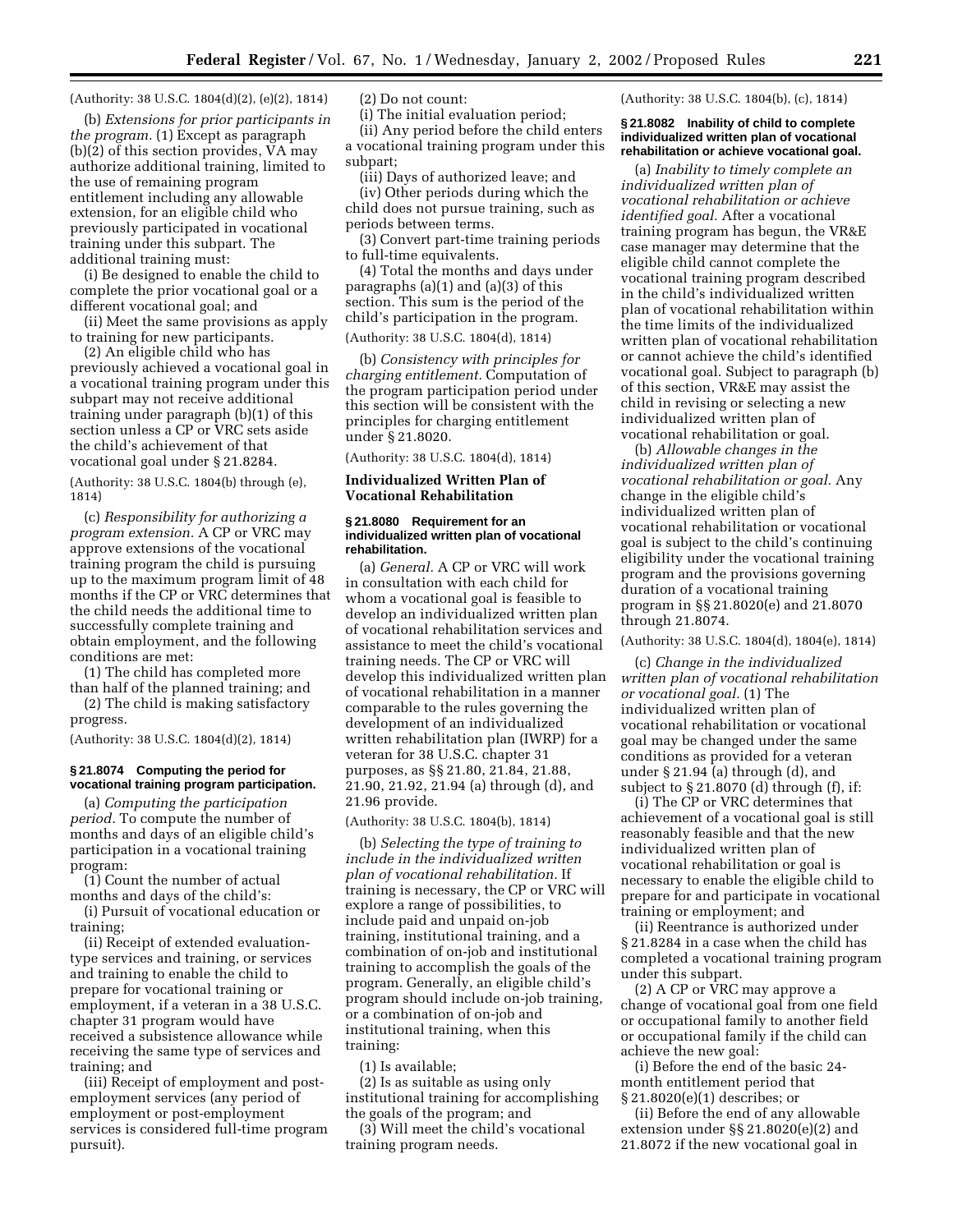(Authority: 38 U.S.C. 1804(d)(2), (e)(2), 1814)

(b) *Extensions for prior participants in the program.* (1) Except as paragraph (b)(2) of this section provides, VA may authorize additional training, limited to the use of remaining program entitlement including any allowable extension, for an eligible child who previously participated in vocational training under this subpart. The additional training must:

(i) Be designed to enable the child to complete the prior vocational goal or a different vocational goal; and

(ii) Meet the same provisions as apply to training for new participants.

(2) An eligible child who has previously achieved a vocational goal in a vocational training program under this subpart may not receive additional training under paragraph (b)(1) of this section unless a CP or VRC sets aside the child's achievement of that vocational goal under § 21.8284.

(Authority: 38 U.S.C. 1804(b) through (e), 1814)

(c) *Responsibility for authorizing a program extension.* A CP or VRC may approve extensions of the vocational training program the child is pursuing up to the maximum program limit of 48 months if the CP or VRC determines that the child needs the additional time to successfully complete training and obtain employment, and the following conditions are met:

(1) The child has completed more than half of the planned training; and

(2) The child is making satisfactory progress.

(Authority: 38 U.S.C. 1804(d)(2), 1814)

#### § 21.8074 Computing the period for vocational training program participation.

(a) *Computing the participation period.* To compute the number of months and days of an eligible child's participation in a vocational training program:

(1) Count the number of actual months and days of the child's:

(i) Pursuit of vocational education or training;

(ii) Receipt of extended evaluation-type services and training, or services and training to enable the child to prepare for vocational training or employment, if a veteran in a 38 U.S.C. chapter 31 program would have received a subsistence allowance while receiving the same type of services and training; and

(iii) Receipt of employment and post-employment services (any period of employment or post-employment services is considered full-time program pursuit).

(2) Do not count:

(i) The initial evaluation period;

(ii) Any period before the child enters a vocational training program under this subpart;

(iii) Days of authorized leave; and

(iv) Other periods during which the child does not pursue training, such as periods between terms.

(3) Convert part-time training periods to full-time equivalents.

(4) Total the months and days under paragraphs (a)(1) and (a)(3) of this section. This sum is the period of the child's participation in the program.

(Authority: 38 U.S.C. 1804(d), 1814)

(b) *Consistency with principles for charging entitlement.* Computation of the program participation period under this section will be consistent with the principles for charging entitlement under § 21.8020.

(Authority: 38 U.S.C. 1804(d), 1814)

### Individualized Written Plan of Vocational Rehabilitation

#### § 21.8080 Requirement for an individualized written plan of vocational rehabilitation.

(a) *General.* A CP or VRC will work in consultation with each child for whom a vocational goal is feasible to develop an individualized written plan of vocational rehabilitation services and assistance to meet the child's vocational training needs. The CP or VRC will develop this individualized written plan of vocational rehabilitation in a manner comparable to the rules governing the development of an individualized written rehabilitation plan (IWRP) for a veteran for 38 U.S.C. chapter 31 purposes, as §§ 21.80, 21.84, 21.88, 21.90, 21.92, 21.94 (a) through (d), and 21.96 provide.

(Authority: 38 U.S.C. 1804(b), 1814)

(b) *Selecting the type of training to include in the individualized written plan of vocational rehabilitation.* If training is necessary, the CP or VRC will explore a range of possibilities, to include paid and unpaid on-job training, institutional training, and a combination of on-job and institutional training to accomplish the goals of the program. Generally, an eligible child's program should include on-job training, or a combination of on-job and institutional training, when this training:

(1) Is available;

(2) Is as suitable as using only institutional training for accomplishing the goals of the program; and

(3) Will meet the child's vocational training program needs.

(Authority: 38 U.S.C. 1804(b), (c), 1814)

#### § 21.8082 Inability of child to complete individualized written plan of vocational rehabilitation or achieve vocational goal.

(a) *Inability to timely complete an individualized written plan of vocational rehabilitation or achieve identified goal.* After a vocational training program has begun, the VR&E case manager may determine that the eligible child cannot complete the vocational training program described in the child's individualized written plan of vocational rehabilitation within the time limits of the individualized written plan of vocational rehabilitation or cannot achieve the child's identified vocational goal. Subject to paragraph (b) of this section, VR&E may assist the child in revising or selecting a new individualized written plan of vocational rehabilitation or goal.

(b) *Allowable changes in the individualized written plan of vocational rehabilitation or goal.* Any change in the eligible child's individualized written plan of vocational rehabilitation or vocational goal is subject to the child's continuing eligibility under the vocational training program and the provisions governing duration of a vocational training program in §§ 21.8020(e) and 21.8070 through 21.8074.

(Authority: 38 U.S.C. 1804(d), 1804(e), 1814)

(c) *Change in the individualized written plan of vocational rehabilitation or vocational goal.* (1) The individualized written plan of vocational rehabilitation or vocational goal may be changed under the same conditions as provided for a veteran under § 21.94 (a) through (d), and subject to § 21.8070 (d) through (f), if:

(i) The CP or VRC determines that achievement of a vocational goal is still reasonably feasible and that the new individualized written plan of vocational rehabilitation or goal is necessary to enable the eligible child to prepare for and participate in vocational training or employment; and

(ii) Reentrance is authorized under § 21.8284 in a case when the child has completed a vocational training program under this subpart.

(2) A CP or VRC may approve a change of vocational goal from one field or occupational family to another field or occupational family if the child can achieve the new goal:

(i) Before the end of the basic 24-month entitlement period that § 21.8020(e)(1) describes; or

(ii) Before the end of any allowable extension under §§ 21.8020(e)(2) and 21.8072 if the new vocational goal in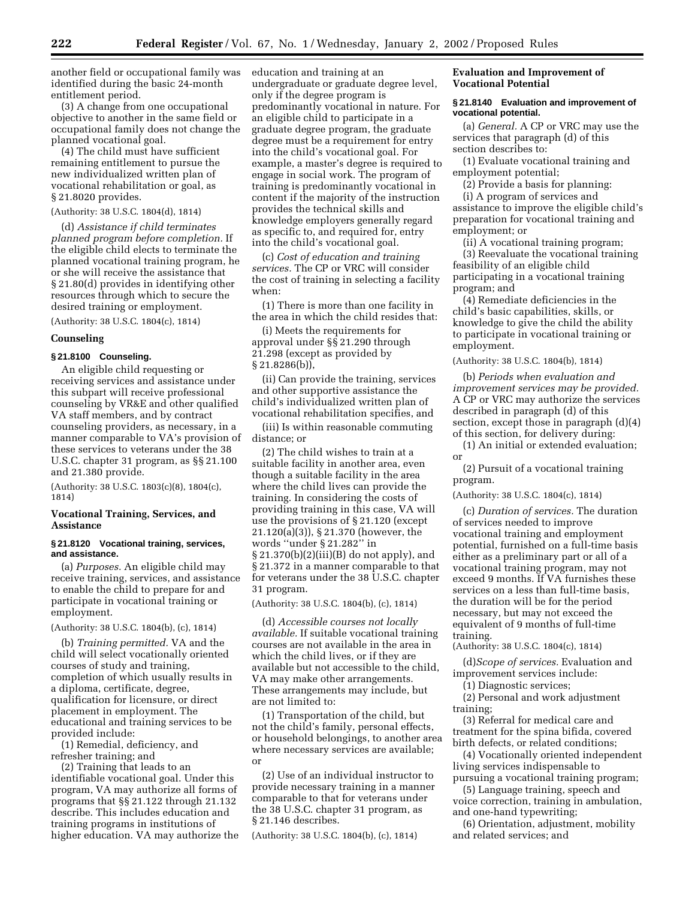another field or occupational family was identified during the basic 24-month entitlement period.

(3) A change from one occupational objective to another in the same field or occupational family does not change the planned vocational goal.

(4) The child must have sufficient remaining entitlement to pursue the new individualized written plan of vocational rehabilitation or goal, as § 21.8020 provides.

(Authority: 38 U.S.C. 1804(d), 1814)

(d) *Assistance if child terminates planned program before completion.* If the eligible child elects to terminate the planned vocational training program, he or she will receive the assistance that § 21.80(d) provides in identifying other resources through which to secure the desired training or employment.

(Authority: 38 U.S.C. 1804(c), 1814)

**Counseling**

**§ 21.8100 Counseling.**

An eligible child requesting or receiving services and assistance under this subpart will receive professional counseling by VR&E and other qualified VA staff members, and by contract counseling providers, as necessary, in a manner comparable to VA's provision of these services to veterans under the 38 U.S.C. chapter 31 program, as §§ 21.100 and 21.380 provide.

(Authority: 38 U.S.C. 1803(c)(8), 1804(c), 1814)

**Vocational Training, Services, and Assistance**

**§ 21.8120 Vocational training, services, and assistance.**

(a) *Purposes.* An eligible child may receive training, services, and assistance to enable the child to prepare for and participate in vocational training or employment.

(Authority: 38 U.S.C. 1804(b), (c), 1814)

(b) *Training permitted.* VA and the child will select vocationally oriented courses of study and training, completion of which usually results in a diploma, certificate, degree, qualification for licensure, or direct placement in employment. The educational and training services to be provided include:

(1) Remedial, deficiency, and refresher training; and

(2) Training that leads to an identifiable vocational goal. Under this program, VA may authorize all forms of programs that §§ 21.122 through 21.132 describe. This includes education and training programs in institutions of higher education. VA may authorize the education and training at an undergraduate or graduate degree level, only if the degree program is predominantly vocational in nature. For an eligible child to participate in a graduate degree program, the graduate degree must be a requirement for entry into the child's vocational goal. For example, a master's degree is required to engage in social work. The program of training is predominantly vocational in content if the majority of the instruction provides the technical skills and knowledge employers generally regard as specific to, and required for, entry into the child's vocational goal.

(c) *Cost of education and training services.* The CP or VRC will consider the cost of training in selecting a facility when:

(1) There is more than one facility in the area in which the child resides that:

(i) Meets the requirements for approval under §§ 21.290 through 21.298 (except as provided by § 21.8286(b)),

(ii) Can provide the training, services and other supportive assistance the child's individualized written plan of vocational rehabilitation specifies, and

(iii) Is within reasonable commuting distance; or

(2) The child wishes to train at a suitable facility in another area, even though a suitable facility in the area where the child lives can provide the training. In considering the costs of providing training in this case, VA will use the provisions of § 21.120 (except 21.120(a)(3)), § 21.370 (however, the words "under § 21.282" in § 21.370(b)(2)(iii)(B) do not apply), and § 21.372 in a manner comparable to that for veterans under the 38 U.S.C. chapter 31 program.

(Authority: 38 U.S.C. 1804(b), (c), 1814)

(d) *Accessible courses not locally available.* If suitable vocational training courses are not available in the area in which the child lives, or if they are available but not accessible to the child, VA may make other arrangements. These arrangements may include, but are not limited to:

(1) Transportation of the child, but not the child's family, personal effects, or household belongings, to another area where necessary services are available; or

(2) Use of an individual instructor to provide necessary training in a manner comparable to that for veterans under the 38 U.S.C. chapter 31 program, as § 21.146 describes.

(Authority: 38 U.S.C. 1804(b), (c), 1814)

**Evaluation and Improvement of Vocational Potential**

**§ 21.8140 Evaluation and improvement of vocational potential.**

(a) *General.* A CP or VRC may use the services that paragraph (d) of this section describes to:

(1) Evaluate vocational training and employment potential;

(2) Provide a basis for planning:

(i) A program of services and assistance to improve the eligible child's preparation for vocational training and employment; or

(ii) A vocational training program;

(3) Reevaluate the vocational training feasibility of an eligible child participating in a vocational training program; and

(4) Remediate deficiencies in the child's basic capabilities, skills, or knowledge to give the child the ability to participate in vocational training or employment.

(Authority: 38 U.S.C. 1804(b), 1814)

(b) *Periods when evaluation and improvement services may be provided.* A CP or VRC may authorize the services described in paragraph (d) of this section, except those in paragraph (d)(4) of this section, for delivery during:

(1) An initial or extended evaluation; or

(2) Pursuit of a vocational training program.

(Authority: 38 U.S.C. 1804(c), 1814)

(c) *Duration of services.* The duration of services needed to improve vocational training and employment potential, furnished on a full-time basis either as a preliminary part or all of a vocational training program, may not exceed 9 months. If VA furnishes these services on a less than full-time basis, the duration will be for the period necessary, but may not exceed the equivalent of 9 months of full-time training.

(Authority: 38 U.S.C. 1804(c), 1814)

(d) *Scope of services.* Evaluation and improvement services include:

(1) Diagnostic services;

(2) Personal and work adjustment training;

(3) Referral for medical care and treatment for the spina bifida, covered birth defects, or related conditions;

(4) Vocationally oriented independent living services indispensable to pursuing a vocational training program;

(5) Language training, speech and voice correction, training in ambulation, and one-hand typewriting;

(6) Orientation, adjustment, mobility and related services; and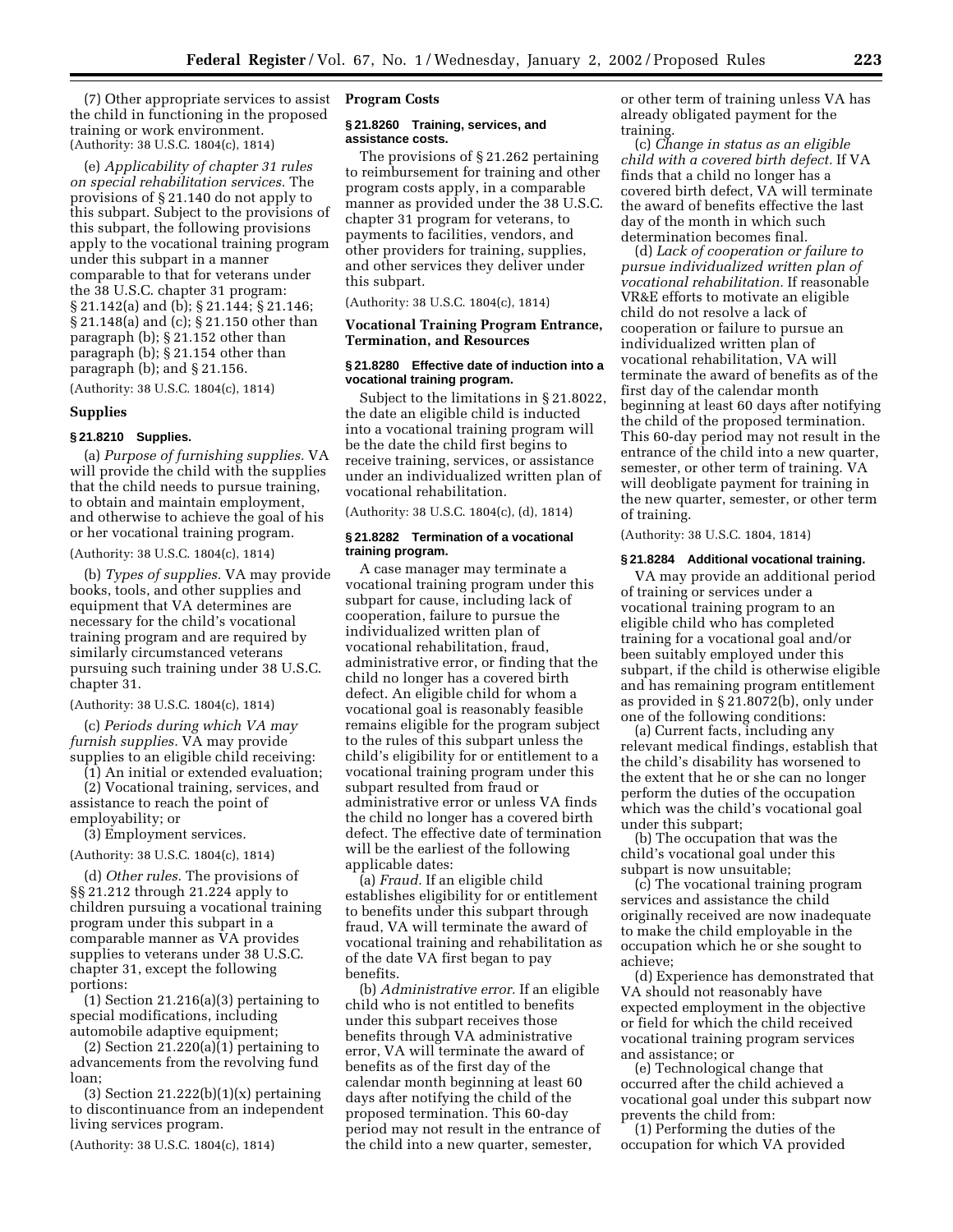(7) Other appropriate services to assist the child in functioning in the proposed training or work environment.
(Authority: 38 U.S.C. 1804(c), 1814)

(e) *Applicability of chapter 31 rules on special rehabilitation services.* The provisions of § 21.140 do not apply to this subpart. Subject to the provisions of this subpart, the following provisions apply to the vocational training program under this subpart in a manner comparable to that for veterans under the 38 U.S.C. chapter 31 program: § 21.142(a) and (b); § 21.144; § 21.146; § 21.148(a) and (c); § 21.150 other than paragraph (b); § 21.152 other than paragraph (b); § 21.154 other than paragraph (b); and § 21.156.

(Authority: 38 U.S.C. 1804(c), 1814)

**Supplies**

**§ 21.8210 Supplies.**

(a) *Purpose of furnishing supplies.* VA will provide the child with the supplies that the child needs to pursue training, to obtain and maintain employment, and otherwise to achieve the goal of his or her vocational training program.

(Authority: 38 U.S.C. 1804(c), 1814)

(b) *Types of supplies.* VA may provide books, tools, and other supplies and equipment that VA determines are necessary for the child's vocational training program and are required by similarly circumstanced veterans pursuing such training under 38 U.S.C. chapter 31.

(Authority: 38 U.S.C. 1804(c), 1814)

(c) *Periods during which VA may furnish supplies.* VA may provide supplies to an eligible child receiving:

(1) An initial or extended evaluation;

(2) Vocational training, services, and assistance to reach the point of employability; or

(3) Employment services.

(Authority: 38 U.S.C. 1804(c), 1814)

(d) *Other rules.* The provisions of §§ 21.212 through 21.224 apply to children pursuing a vocational training program under this subpart in a comparable manner as VA provides supplies to veterans under 38 U.S.C. chapter 31, except the following portions:

(1) Section 21.216(a)(3) pertaining to special modifications, including automobile adaptive equipment;

(2) Section 21.220(a)(1) pertaining to advancements from the revolving fund loan;

(3) Section 21.222(b)(1)(x) pertaining to discontinuance from an independent living services program.

(Authority: 38 U.S.C. 1804(c), 1814)

**Program Costs**

**§ 21.8260 Training, services, and assistance costs.**

The provisions of § 21.262 pertaining to reimbursement for training and other program costs apply, in a comparable manner as provided under the 38 U.S.C. chapter 31 program for veterans, to payments to facilities, vendors, and other providers for training, supplies, and other services they deliver under this subpart.

(Authority: 38 U.S.C. 1804(c), 1814)

**Vocational Training Program Entrance, Termination, and Resources**

**§ 21.8280 Effective date of induction into a vocational training program.**

Subject to the limitations in § 21.8022, the date an eligible child is inducted into a vocational training program will be the date the child first begins to receive training, services, or assistance under an individualized written plan of vocational rehabilitation.

(Authority: 38 U.S.C. 1804(c), (d), 1814)

**§ 21.8282 Termination of a vocational training program.**

A case manager may terminate a vocational training program under this subpart for cause, including lack of cooperation, failure to pursue the individualized written plan of vocational rehabilitation, fraud, administrative error, or finding that the child no longer has a covered birth defect. An eligible child for whom a vocational goal is reasonably feasible remains eligible for the program subject to the rules of this subpart unless the child's eligibility for or entitlement to a vocational training program under this subpart resulted from fraud or administrative error or unless VA finds the child no longer has a covered birth defect. The effective date of termination will be the earliest of the following applicable dates:

(a) *Fraud.* If an eligible child establishes eligibility for or entitlement to benefits under this subpart through fraud, VA will terminate the award of vocational training and rehabilitation as of the date VA first began to pay benefits.

(b) *Administrative error.* If an eligible child who is not entitled to benefits under this subpart receives those benefits through VA administrative error, VA will terminate the award of benefits as of the first day of the calendar month beginning at least 60 days after notifying the child of the proposed termination. This 60-day period may not result in the entrance of the child into a new quarter, semester, or other term of training unless VA has already obligated payment for the training.

(c) *Change in status as an eligible child with a covered birth defect.* If VA finds that a child no longer has a covered birth defect, VA will terminate the award of benefits effective the last day of the month in which such determination becomes final.

(d) *Lack of cooperation or failure to pursue individualized written plan of vocational rehabilitation.* If reasonable VR&E efforts to motivate an eligible child do not resolve a lack of cooperation or failure to pursue an individualized written plan of vocational rehabilitation, VA will terminate the award of benefits as of the first day of the calendar month beginning at least 60 days after notifying the child of the proposed termination. This 60-day period may not result in the entrance of the child into a new quarter, semester, or other term of training. VA will deobligate payment for training in the new quarter, semester, or other term of training.

(Authority: 38 U.S.C. 1804, 1814)

**§ 21.8284 Additional vocational training.**

VA may provide an additional period of training or services under a vocational training program to an eligible child who has completed training for a vocational goal and/or been suitably employed under this subpart, if the child is otherwise eligible and has remaining program entitlement as provided in § 21.8072(b), only under one of the following conditions:

(a) Current facts, including any relevant medical findings, establish that the child's disability has worsened to the extent that he or she can no longer perform the duties of the occupation which was the child's vocational goal under this subpart;

(b) The occupation that was the child's vocational goal under this subpart is now unsuitable;

(c) The vocational training program services and assistance the child originally received are now inadequate to make the child employable in the occupation which he or she sought to achieve;

(d) Experience has demonstrated that VA should not reasonably have expected employment in the objective or field for which the child received vocational training program services and assistance; or

(e) Technological change that occurred after the child achieved a vocational goal under this subpart now prevents the child from:

(1) Performing the duties of the occupation for which VA provided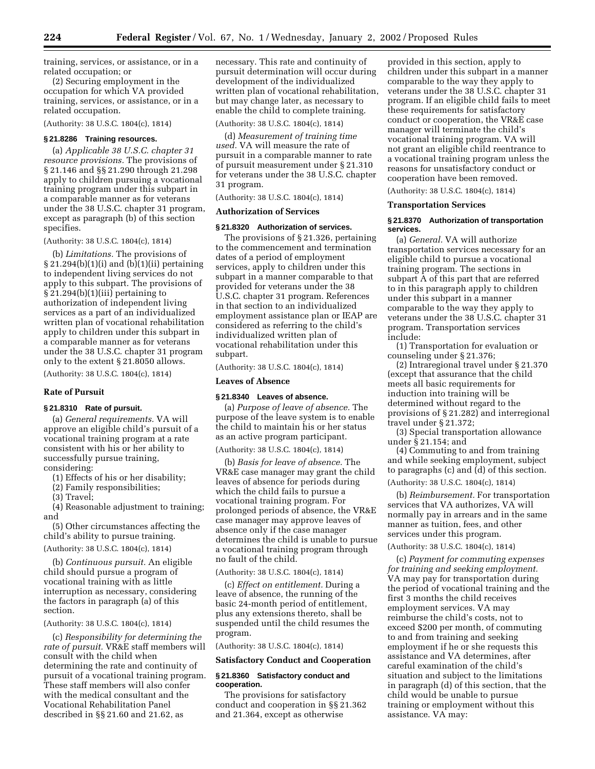training, services, or assistance, or in a related occupation; or

(2) Securing employment in the occupation for which VA provided training, services, or assistance, or in a related occupation.

(Authority: 38 U.S.C. 1804(c), 1814)

### § 21.8286 Training resources.

(a) *Applicable 38 U.S.C. chapter 31 resource provisions.* The provisions of § 21.146 and §§ 21.290 through 21.298 apply to children pursuing a vocational training program under this subpart in a comparable manner as for veterans under the 38 U.S.C. chapter 31 program, except as paragraph (b) of this section specifies.

(Authority: 38 U.S.C. 1804(c), 1814)

(b) *Limitations.* The provisions of § 21.294(b)(1)(i) and (b)(1)(ii) pertaining to independent living services do not apply to this subpart. The provisions of § 21.294(b)(1)(iii) pertaining to authorization of independent living services as a part of an individualized written plan of vocational rehabilitation apply to children under this subpart in a comparable manner as for veterans under the 38 U.S.C. chapter 31 program only to the extent § 21.8050 allows.

(Authority: 38 U.S.C. 1804(c), 1814)

## Rate of Pursuit

### § 21.8310 Rate of pursuit.

(a) *General requirements.* VA will approve an eligible child's pursuit of a vocational training program at a rate consistent with his or her ability to successfully pursue training, considering:

(1) Effects of his or her disability;

(2) Family responsibilities;

(3) Travel;

(4) Reasonable adjustment to training; and

(5) Other circumstances affecting the child's ability to pursue training.

(Authority: 38 U.S.C. 1804(c), 1814)

(b) *Continuous pursuit.* An eligible child should pursue a program of vocational training with as little interruption as necessary, considering the factors in paragraph (a) of this section.

(Authority: 38 U.S.C. 1804(c), 1814)

(c) *Responsibility for determining the rate of pursuit.* VR&E staff members will consult with the child when determining the rate and continuity of pursuit of a vocational training program. These staff members will also confer with the medical consultant and the Vocational Rehabilitation Panel described in §§ 21.60 and 21.62, as necessary. This rate and continuity of pursuit determination will occur during development of the individualized written plan of vocational rehabilitation, but may change later, as necessary to enable the child to complete training.

(Authority: 38 U.S.C. 1804(c), 1814)

(d) *Measurement of training time used.* VA will measure the rate of pursuit in a comparable manner to rate of pursuit measurement under § 21.310 for veterans under the 38 U.S.C. chapter 31 program.

(Authority: 38 U.S.C. 1804(c), 1814)

## Authorization of Services

### § 21.8320 Authorization of services.

The provisions of § 21.326, pertaining to the commencement and termination dates of a period of employment services, apply to children under this subpart in a manner comparable to that provided for veterans under the 38 U.S.C. chapter 31 program. References in that section to an individualized employment assistance plan or IEAP are considered as referring to the child's individualized written plan of vocational rehabilitation under this subpart.

(Authority: 38 U.S.C. 1804(c), 1814)

## Leaves of Absence

### § 21.8340 Leaves of absence.

(a) *Purpose of leave of absence.* The purpose of the leave system is to enable the child to maintain his or her status as an active program participant.

(Authority: 38 U.S.C. 1804(c), 1814)

(b) *Basis for leave of absence.* The VR&E case manager may grant the child leaves of absence for periods during which the child fails to pursue a vocational training program. For prolonged periods of absence, the VR&E case manager may approve leaves of absence only if the case manager determines the child is unable to pursue a vocational training program through no fault of the child.

(Authority: 38 U.S.C. 1804(c), 1814)

(c) *Effect on entitlement.* During a leave of absence, the running of the basic 24-month period of entitlement, plus any extensions thereto, shall be suspended until the child resumes the program.

(Authority: 38 U.S.C. 1804(c), 1814)

## Satisfactory Conduct and Cooperation

### § 21.8360 Satisfactory conduct and cooperation.

The provisions for satisfactory conduct and cooperation in §§ 21.362 and 21.364, except as otherwise provided in this section, apply to children under this subpart in a manner comparable to the way they apply to veterans under the 38 U.S.C. chapter 31 program. If an eligible child fails to meet these requirements for satisfactory conduct or cooperation, the VR&E case manager will terminate the child's vocational training program. VA will not grant an eligible child reentrance to a vocational training program unless the reasons for unsatisfactory conduct or cooperation have been removed.

(Authority: 38 U.S.C. 1804(c), 1814)

## Transportation Services

### § 21.8370 Authorization of transportation services.

(a) *General.* VA will authorize transportation services necessary for an eligible child to pursue a vocational training program. The sections in subpart A of this part that are referred to in this paragraph apply to children under this subpart in a manner comparable to the way they apply to veterans under the 38 U.S.C. chapter 31 program. Transportation services include:

(1) Transportation for evaluation or counseling under § 21.376;

(2) Intraregional travel under § 21.370 (except that assurance that the child meets all basic requirements for induction into training will be determined without regard to the provisions of § 21.282) and interregional travel under § 21.372;

(3) Special transportation allowance under § 21.154; and

(4) Commuting to and from training and while seeking employment, subject to paragraphs (c) and (d) of this section.

(Authority: 38 U.S.C. 1804(c), 1814)

(b) *Reimbursement.* For transportation services that VA authorizes, VA will normally pay in arrears and in the same manner as tuition, fees, and other services under this program.

(Authority: 38 U.S.C. 1804(c), 1814)

(c) *Payment for commuting expenses for training and seeking employment.* VA may pay for transportation during the period of vocational training and the first 3 months the child receives employment services. VA may reimburse the child's costs, not to exceed $200 per month, of commuting to and from training and seeking employment if he or she requests this assistance and VA determines, after careful examination of the child's situation and subject to the limitations in paragraph (d) of this section, that the child would be unable to pursue training or employment without this assistance. VA may: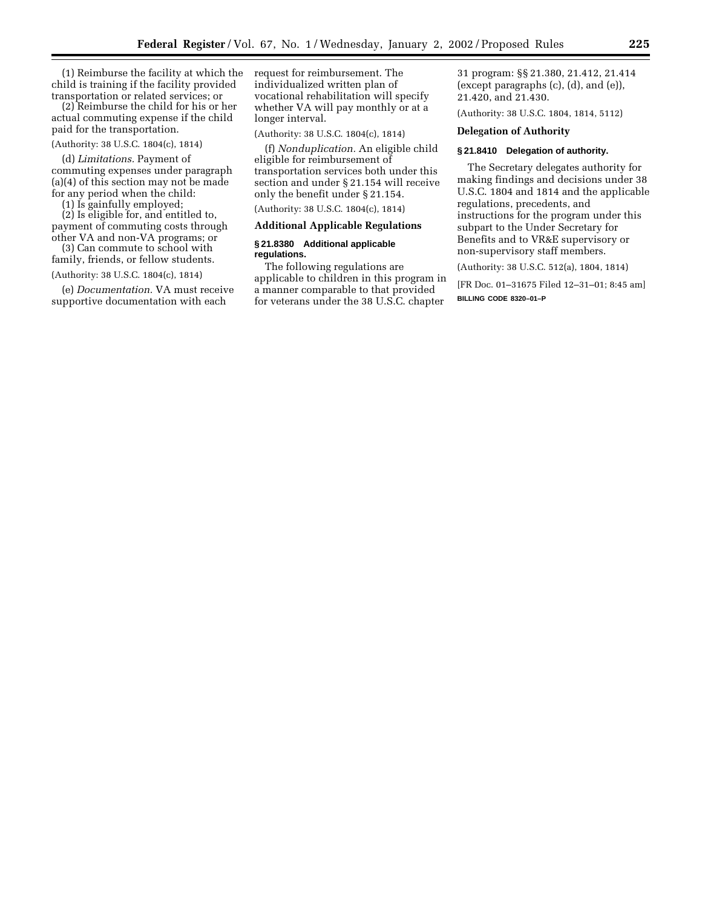(1) Reimburse the facility at which the child is training if the facility provided transportation or related services; or

(2) Reimburse the child for his or her actual commuting expense if the child paid for the transportation.

(Authority: 38 U.S.C. 1804(c), 1814)

(d) *Limitations.* Payment of commuting expenses under paragraph (a)(4) of this section may not be made for any period when the child:

(1) Is gainfully employed;

(2) Is eligible for, and entitled to, payment of commuting costs through other VA and non-VA programs; or

(3) Can commute to school with family, friends, or fellow students.

(Authority: 38 U.S.C. 1804(c), 1814)

(e) *Documentation.* VA must receive supportive documentation with each request for reimbursement. The individualized written plan of vocational rehabilitation will specify whether VA will pay monthly or at a longer interval.

(Authority: 38 U.S.C. 1804(c), 1814)

(f) *Nonduplication.* An eligible child eligible for reimbursement of transportation services both under this section and under § 21.154 will receive only the benefit under § 21.154.

(Authority: 38 U.S.C. 1804(c), 1814)

### Additional Applicable Regulations

#### § 21.8380 Additional applicable regulations.

The following regulations are applicable to children in this program in a manner comparable to that provided for veterans under the 38 U.S.C. chapter 31 program: §§ 21.380, 21.412, 21.414 (except paragraphs (c), (d), and (e)), 21.420, and 21.430.

(Authority: 38 U.S.C. 1804, 1814, 5112)

### Delegation of Authority

#### § 21.8410 Delegation of authority.

The Secretary delegates authority for making findings and decisions under 38 U.S.C. 1804 and 1814 and the applicable regulations, precedents, and instructions for the program under this subpart to the Under Secretary for Benefits and to VR&E supervisory or non-supervisory staff members.

(Authority: 38 U.S.C. 512(a), 1804, 1814)

[FR Doc. 01–31675 Filed 12–31–01; 8:45 am]

BILLING CODE 8320–01–P